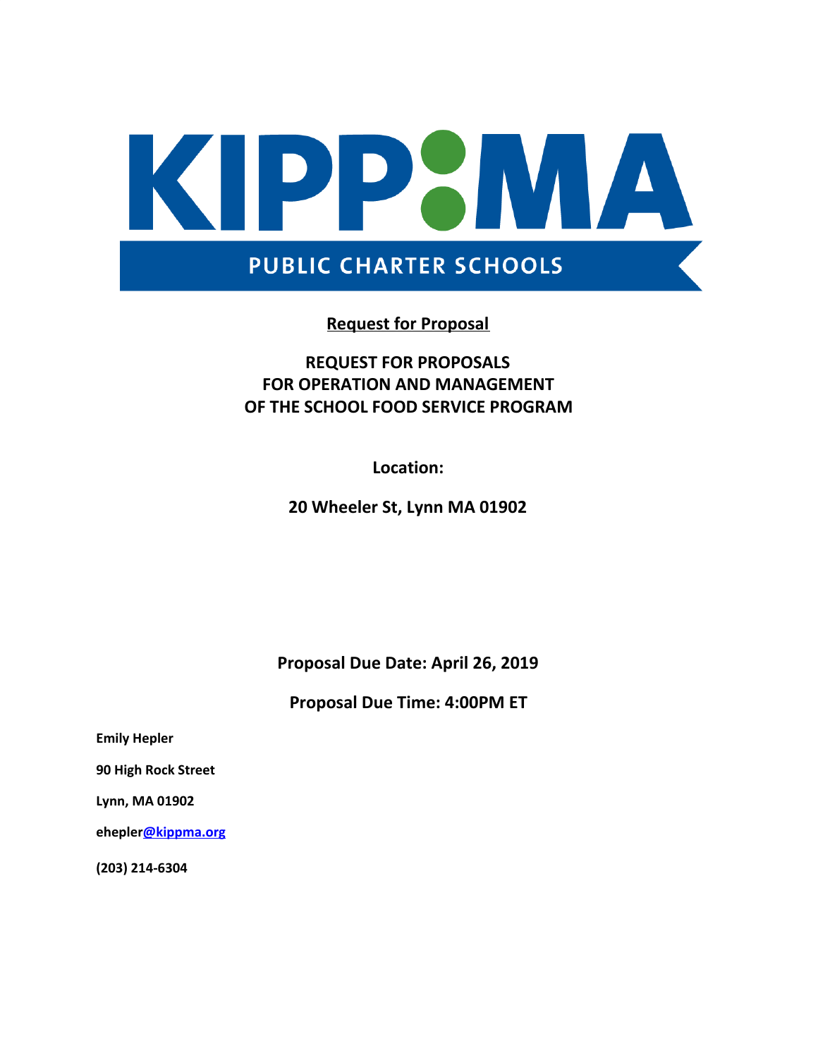KIPP:MA

PUBLIC CHARTER SCHOOLS

**<u>Request for Proposal</u>**

# REQUEST FOR PROPOSALS FOR OPERATION AND MANAGEMENT OF THE SCHOOL FOOD SERVICE PROGRAM

**Location:**

**20 Wheeler St, Lynn MA 01902**

**Proposal Due Date: April 26, 2019**

**Proposal Due Time: 4:00PM ET**

**Emily Hepler**

**90 High Rock Street**

**Lynn, MA 01902**

**ehepler@kippma.org**

**(203) 214-6304**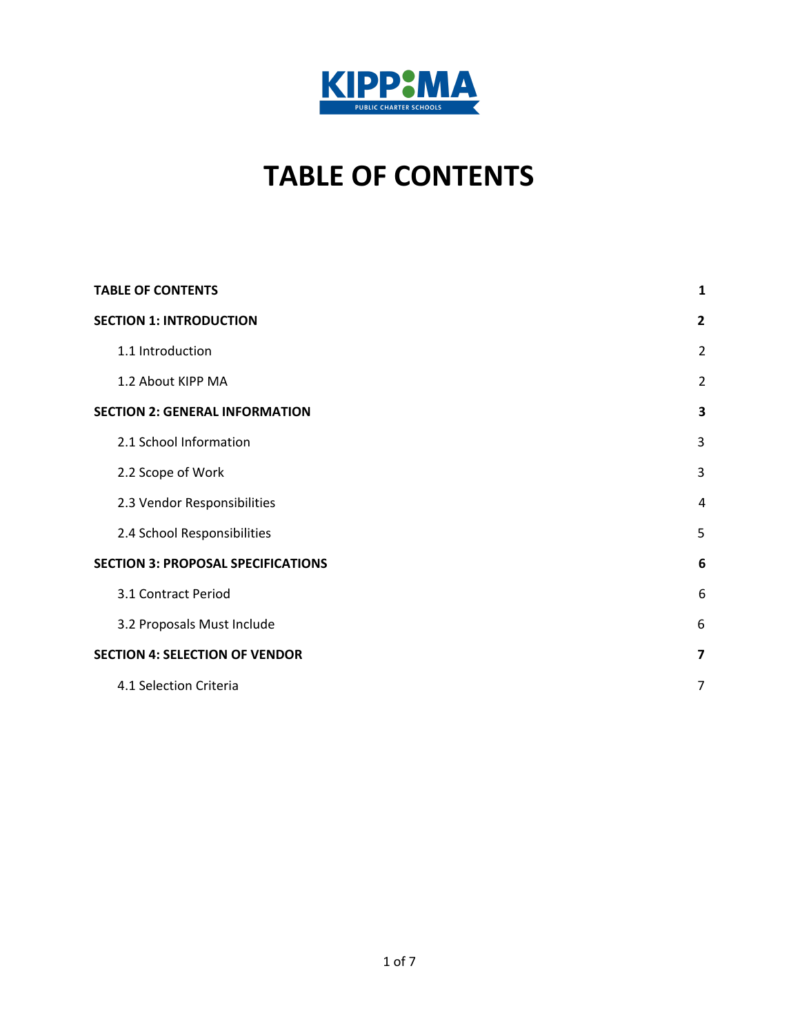# TABLE OF CONTENTS

| | |
|---|---|
| **TABLE OF CONTENTS** | **1** |
| **SECTION 1: INTRODUCTION** | **2** |
| 1.1 Introduction | 2 |
| 1.2 About KIPP MA | 2 |
| **SECTION 2: GENERAL INFORMATION** | **3** |
| 2.1 School Information | 3 |
| 2.2 Scope of Work | 3 |
| 2.3 Vendor Responsibilities | 4 |
| 2.4 School Responsibilities | 5 |
| **SECTION 3: PROPOSAL SPECIFICATIONS** | **6** |
| 3.1 Contract Period | 6 |
| 3.2 Proposals Must Include | 6 |
| **SECTION 4: SELECTION OF VENDOR** | **7** |
| 4.1 Selection Criteria | 7 |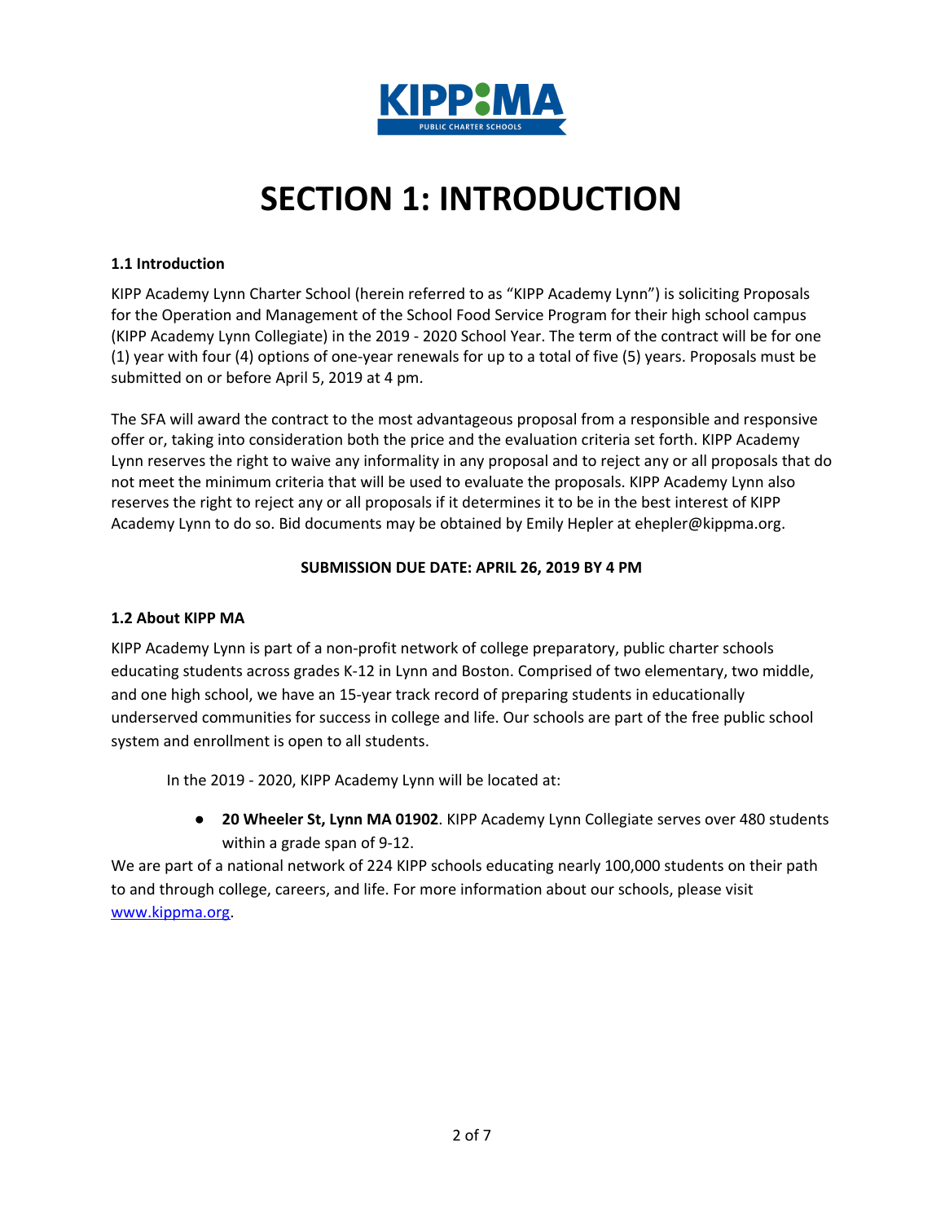# SECTION 1: INTRODUCTION

**1.1 Introduction**

KIPP Academy Lynn Charter School (herein referred to as "KIPP Academy Lynn") is soliciting Proposals for the Operation and Management of the School Food Service Program for their high school campus (KIPP Academy Lynn Collegiate) in the 2019 - 2020 School Year. The term of the contract will be for one (1) year with four (4) options of one-year renewals for up to a total of five (5) years. Proposals must be submitted on or before April 5, 2019 at 4 pm.

The SFA will award the contract to the most advantageous proposal from a responsible and responsive offer or, taking into consideration both the price and the evaluation criteria set forth. KIPP Academy Lynn reserves the right to waive any informality in any proposal and to reject any or all proposals that do not meet the minimum criteria that will be used to evaluate the proposals. KIPP Academy Lynn also reserves the right to reject any or all proposals if it determines it to be in the best interest of KIPP Academy Lynn to do so. Bid documents may be obtained by Emily Hepler at ehepler@kippma.org.

**SUBMISSION DUE DATE: APRIL 26, 2019 BY 4 PM**

**1.2 About KIPP MA**

KIPP Academy Lynn is part of a non-profit network of college preparatory, public charter schools educating students across grades K-12 in Lynn and Boston. Comprised of two elementary, two middle, and one high school, we have an 15-year track record of preparing students in educationally underserved communities for success in college and life. Our schools are part of the free public school system and enrollment is open to all students.

In the 2019 - 2020, KIPP Academy Lynn will be located at:

- **20 Wheeler St, Lynn MA 01902**. KIPP Academy Lynn Collegiate serves over 480 students within a grade span of 9-12.

We are part of a national network of 224 KIPP schools educating nearly 100,000 students on their path to and through college, careers, and life. For more information about our schools, please visit [www.kippma.org](http://www.kippma.org).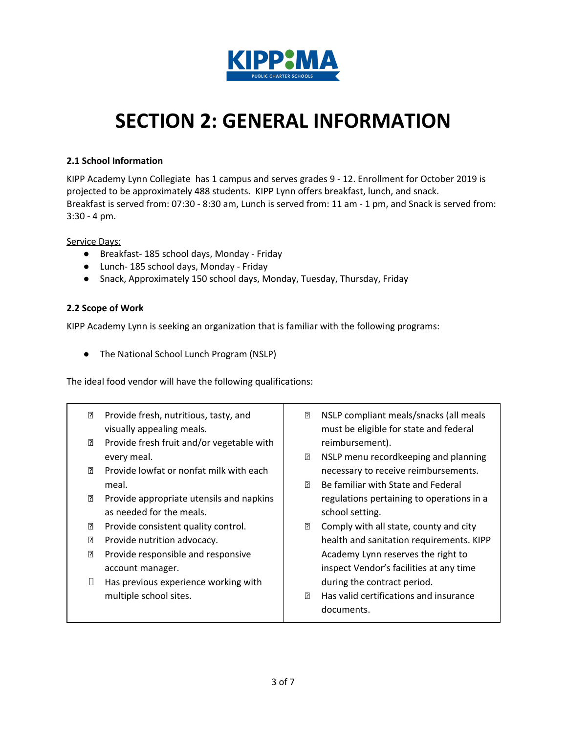# SECTION 2: GENERAL INFORMATION

**2.1 School Information**

KIPP Academy Lynn Collegiate has 1 campus and serves grades 9 - 12. Enrollment for October 2019 is projected to be approximately 488 students. KIPP Lynn offers breakfast, lunch, and snack.
Breakfast is served from: 07:30 - 8:30 am, Lunch is served from: 11 am - 1 pm, and Snack is served from: 3:30 - 4 pm.

Service Days:

- Breakfast- 185 school days, Monday - Friday
- Lunch- 185 school days, Monday - Friday
- Snack, Approximately 150 school days, Monday, Tuesday, Thursday, Friday

**2.2 Scope of Work**

KIPP Academy Lynn is seeking an organization that is familiar with the following programs:

- The National School Lunch Program (NSLP)

The ideal food vendor will have the following qualifications:

- Provide fresh, nutritious, tasty, and visually appealing meals.
- Provide fresh fruit and/or vegetable with every meal.
- Provide lowfat or nonfat milk with each meal.
- Provide appropriate utensils and napkins as needed for the meals.
- Provide consistent quality control.
- Provide nutrition advocacy.
- Provide responsible and responsive account manager.
- Has previous experience working with multiple school sites.
- NSLP compliant meals/snacks (all meals must be eligible for state and federal reimbursement).
- NSLP menu recordkeeping and planning necessary to receive reimbursements.
- Be familiar with State and Federal regulations pertaining to operations in a school setting.
- Comply with all state, county and city health and sanitation requirements. KIPP Academy Lynn reserves the right to inspect Vendor's facilities at any time during the contract period.
- Has valid certifications and insurance documents.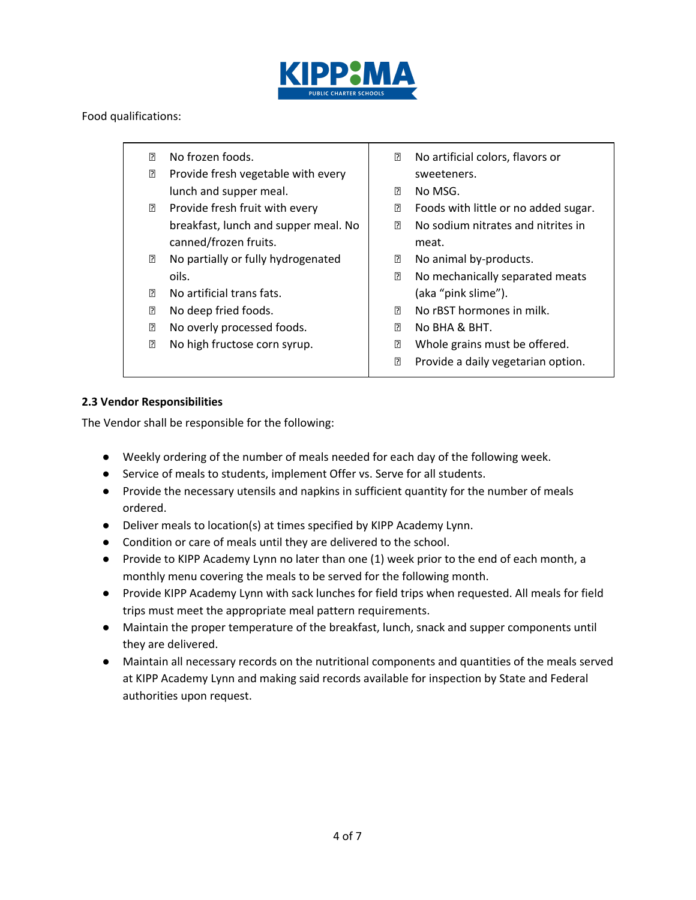Food qualifications:

| | |
|---|---|
| - No frozen foods.<br>- Provide fresh vegetable with every lunch and supper meal.<br>- Provide fresh fruit with every breakfast, lunch and supper meal. No canned/frozen fruits.<br>- No partially or fully hydrogenated oils.<br>- No artificial trans fats.<br>- No deep fried foods.<br>- No overly processed foods.<br>- No high fructose corn syrup. | - No artificial colors, flavors or sweeteners.<br>- No MSG.<br>- Foods with little or no added sugar.<br>- No sodium nitrates and nitrites in meat.<br>- No animal by-products.<br>- No mechanically separated meats (aka "pink slime").<br>- No rBST hormones in milk.<br>- No BHA & BHT.<br>- Whole grains must be offered.<br>- Provide a daily vegetarian option. |

**2.3 Vendor Responsibilities**

The Vendor shall be responsible for the following:

- Weekly ordering of the number of meals needed for each day of the following week.
- Service of meals to students, implement Offer vs. Serve for all students.
- Provide the necessary utensils and napkins in sufficient quantity for the number of meals ordered.
- Deliver meals to location(s) at times specified by KIPP Academy Lynn.
- Condition or care of meals until they are delivered to the school.
- Provide to KIPP Academy Lynn no later than one (1) week prior to the end of each month, a monthly menu covering the meals to be served for the following month.
- Provide KIPP Academy Lynn with sack lunches for field trips when requested. All meals for field trips must meet the appropriate meal pattern requirements.
- Maintain the proper temperature of the breakfast, lunch, snack and supper components until they are delivered.
- Maintain all necessary records on the nutritional components and quantities of the meals served at KIPP Academy Lynn and making said records available for inspection by State and Federal authorities upon request.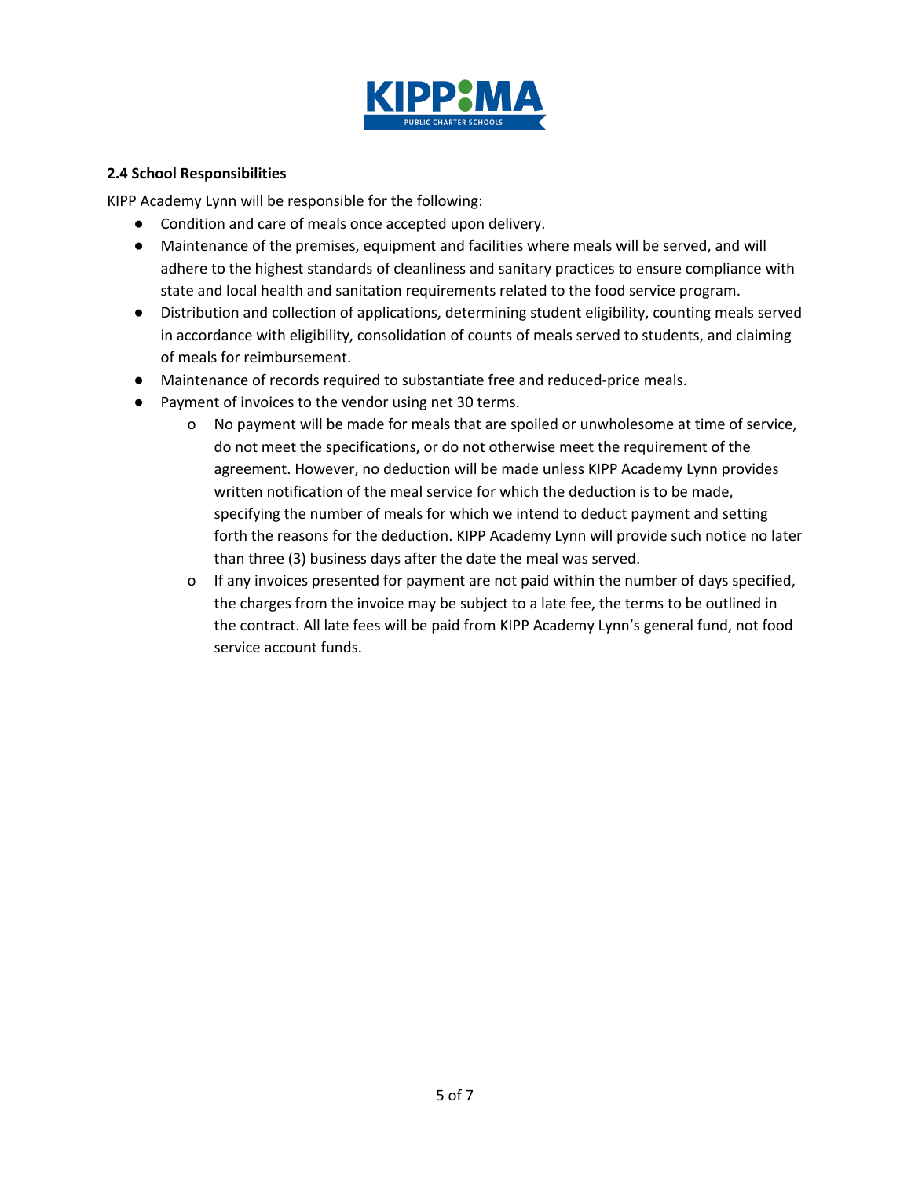### 2.4 School Responsibilities

KIPP Academy Lynn will be responsible for the following:

- Condition and care of meals once accepted upon delivery.
- Maintenance of the premises, equipment and facilities where meals will be served, and will adhere to the highest standards of cleanliness and sanitary practices to ensure compliance with state and local health and sanitation requirements related to the food service program.
- Distribution and collection of applications, determining student eligibility, counting meals served in accordance with eligibility, consolidation of counts of meals served to students, and claiming of meals for reimbursement.
- Maintenance of records required to substantiate free and reduced-price meals.
- Payment of invoices to the vendor using net 30 terms.
  - No payment will be made for meals that are spoiled or unwholesome at time of service, do not meet the specifications, or do not otherwise meet the requirement of the agreement. However, no deduction will be made unless KIPP Academy Lynn provides written notification of the meal service for which the deduction is to be made, specifying the number of meals for which we intend to deduct payment and setting forth the reasons for the deduction. KIPP Academy Lynn will provide such notice no later than three (3) business days after the date the meal was served.
  - If any invoices presented for payment are not paid within the number of days specified, the charges from the invoice may be subject to a late fee, the terms to be outlined in the contract. All late fees will be paid from KIPP Academy Lynn's general fund, not food service account funds.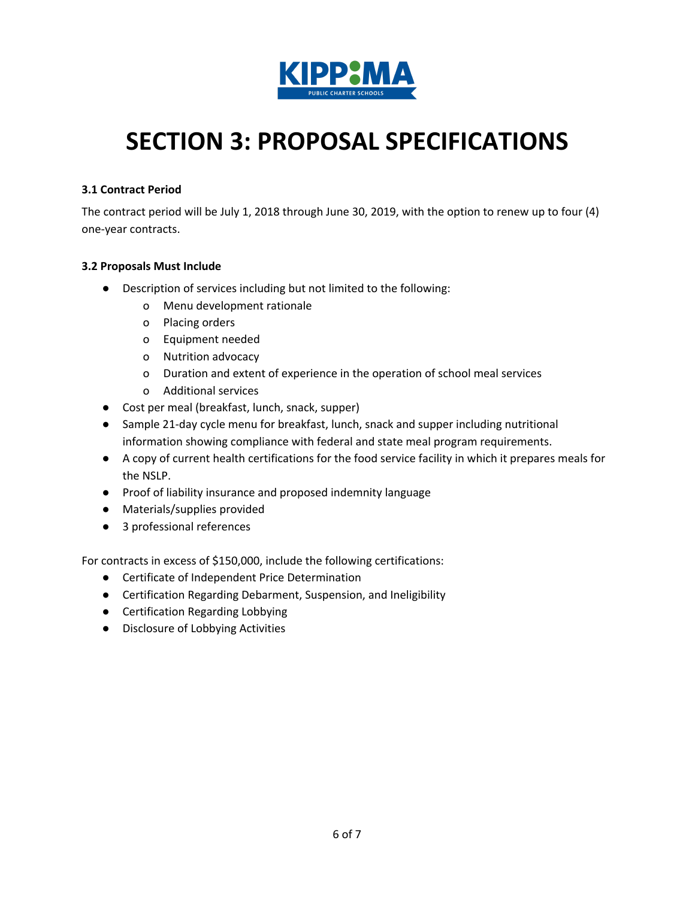# SECTION 3: PROPOSAL SPECIFICATIONS

**3.1 Contract Period**

The contract period will be July 1, 2018 through June 30, 2019, with the option to renew up to four (4) one-year contracts.

**3.2 Proposals Must Include**

- Description of services including but not limited to the following:
  - Menu development rationale
  - Placing orders
  - Equipment needed
  - Nutrition advocacy
  - Duration and extent of experience in the operation of school meal services
  - Additional services
- Cost per meal (breakfast, lunch, snack, supper)
- Sample 21-day cycle menu for breakfast, lunch, snack and supper including nutritional information showing compliance with federal and state meal program requirements.
- A copy of current health certifications for the food service facility in which it prepares meals for the NSLP.
- Proof of liability insurance and proposed indemnity language
- Materials/supplies provided
- 3 professional references

For contracts in excess of $150,000, include the following certifications:

- Certificate of Independent Price Determination
- Certification Regarding Debarment, Suspension, and Ineligibility
- Certification Regarding Lobbying
- Disclosure of Lobbying Activities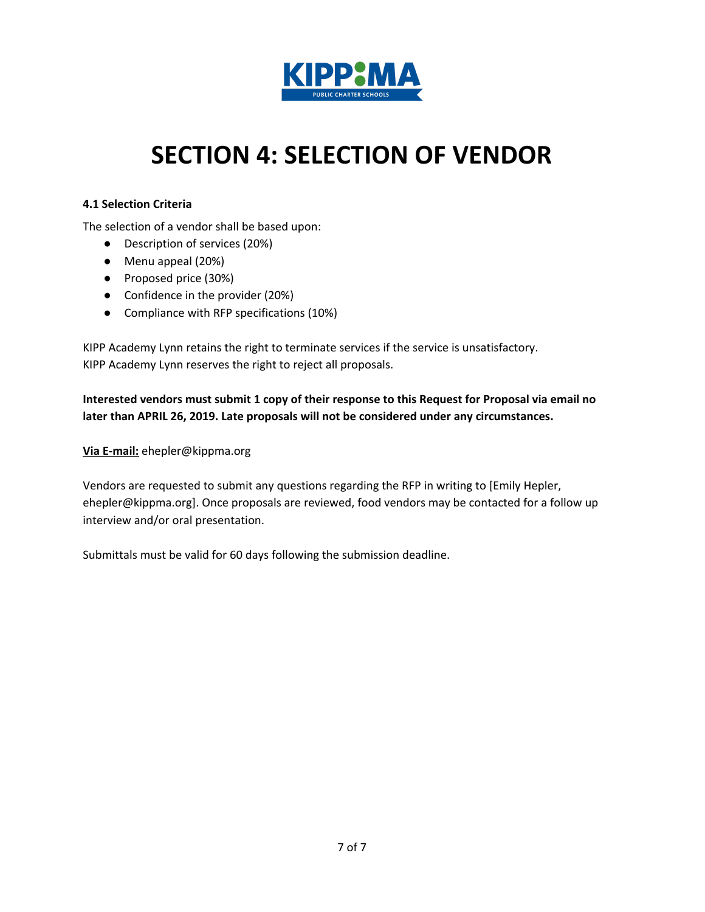# SECTION 4: SELECTION OF VENDOR

**4.1 Selection Criteria**

The selection of a vendor shall be based upon:

- Description of services (20%)
- Menu appeal (20%)
- Proposed price (30%)
- Confidence in the provider (20%)
- Compliance with RFP specifications (10%)

KIPP Academy Lynn retains the right to terminate services if the service is unsatisfactory.
KIPP Academy Lynn reserves the right to reject all proposals.

**Interested vendors must submit 1 copy of their response to this Request for Proposal via email no later than APRIL 26, 2019. Late proposals will not be considered under any circumstances.**

**Via E-mail:** ehepler@kippma.org

Vendors are requested to submit any questions regarding the RFP in writing to [Emily Hepler, ehepler@kippma.org]. Once proposals are reviewed, food vendors may be contacted for a follow up interview and/or oral presentation.

Submittals must be valid for 60 days following the submission deadline.